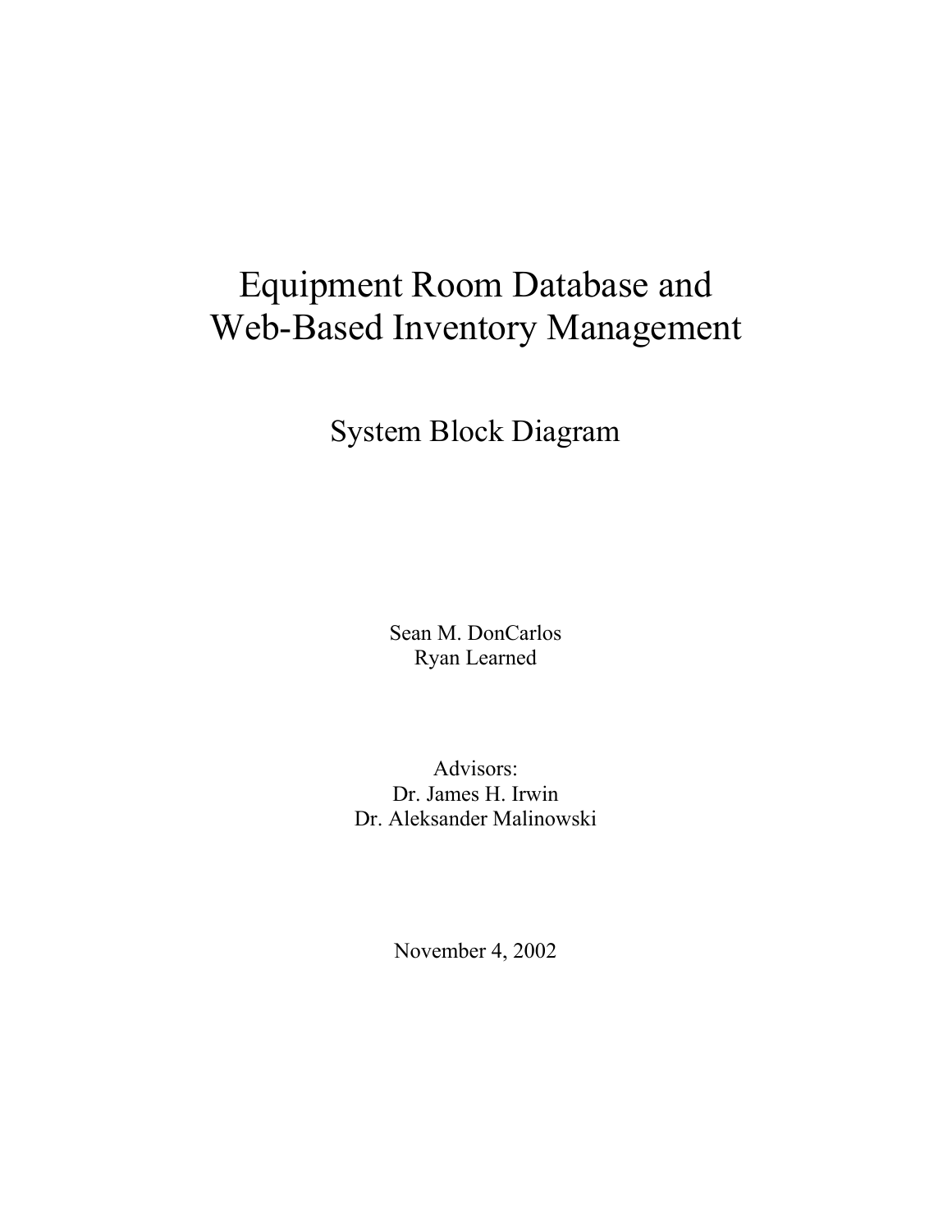# Equipment Room Database and Web-Based Inventory Management

## System Block Diagram

Sean M. DonCarlos
Ryan Learned

Advisors:
Dr. James H. Irwin
Dr. Aleksander Malinowski

November 4, 2002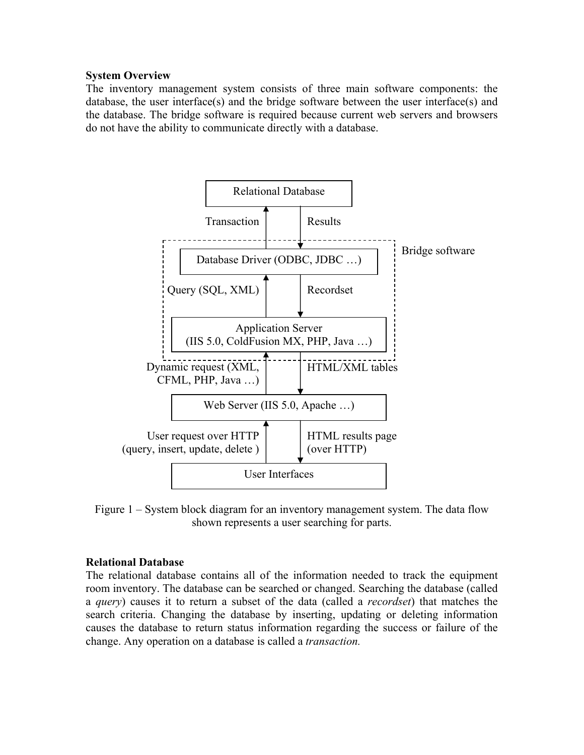**System Overview**

The inventory management system consists of three main software components: the database, the user interface(s) and the bridge software between the user interface(s) and the database. The bridge software is required because current web servers and browsers do not have the ability to communicate directly with a database.

Figure 1 – System block diagram for an inventory management system. The data flow shown represents a user searching for parts.

**Relational Database**

The relational database contains all of the information needed to track the equipment room inventory. The database can be searched or changed. Searching the database (called a *query*) causes it to return a subset of the data (called a *recordset*) that matches the search criteria. Changing the database by inserting, updating or deleting information causes the database to return status information regarding the success or failure of the change. Any operation on a database is called a *transaction.*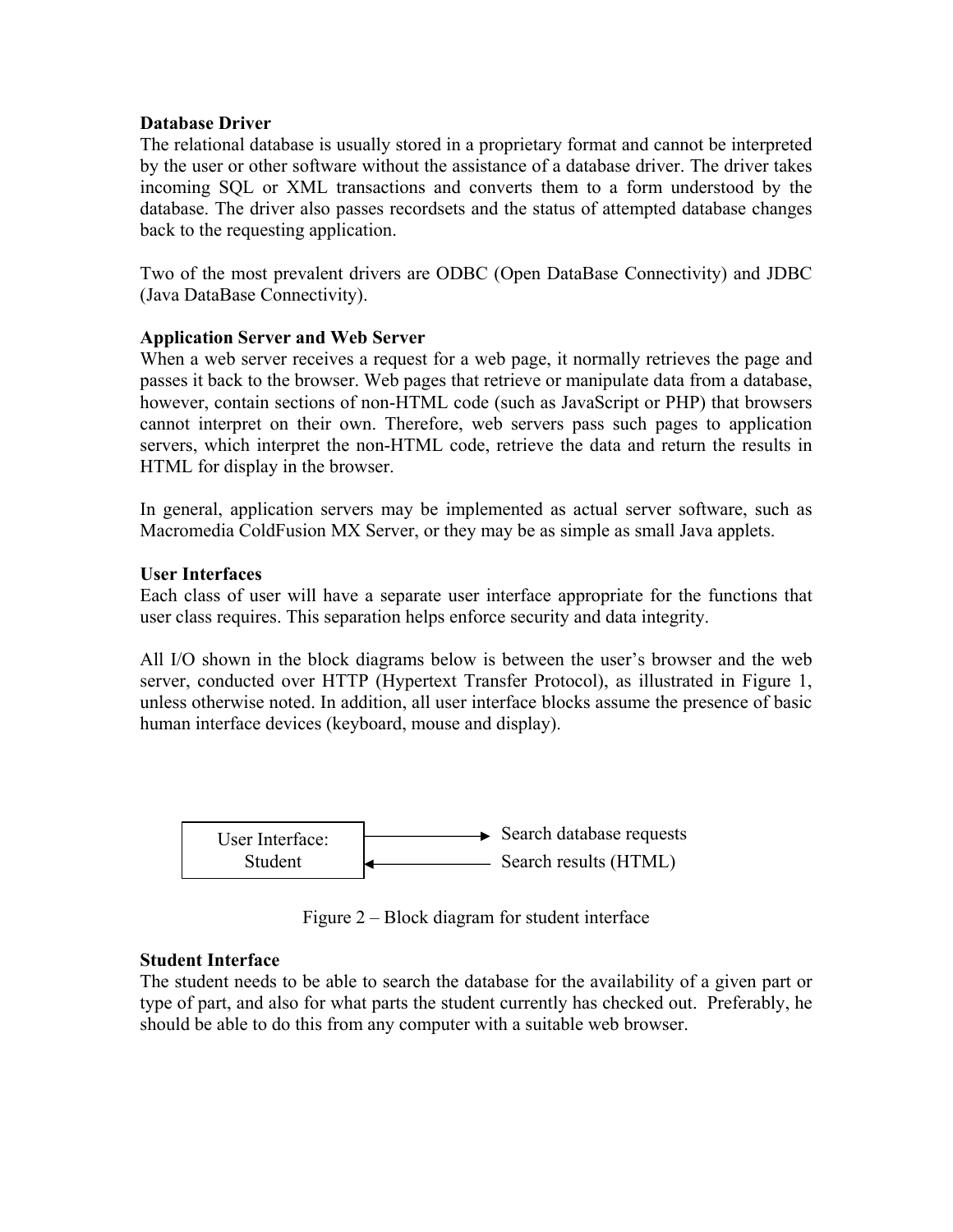**Database Driver**

The relational database is usually stored in a proprietary format and cannot be interpreted by the user or other software without the assistance of a database driver. The driver takes incoming SQL or XML transactions and converts them to a form understood by the database. The driver also passes recordsets and the status of attempted database changes back to the requesting application.

Two of the most prevalent drivers are ODBC (Open DataBase Connectivity) and JDBC (Java DataBase Connectivity).

**Application Server and Web Server**

When a web server receives a request for a web page, it normally retrieves the page and passes it back to the browser. Web pages that retrieve or manipulate data from a database, however, contain sections of non-HTML code (such as JavaScript or PHP) that browsers cannot interpret on their own. Therefore, web servers pass such pages to application servers, which interpret the non-HTML code, retrieve the data and return the results in HTML for display in the browser.

In general, application servers may be implemented as actual server software, such as Macromedia ColdFusion MX Server, or they may be as simple as small Java applets.

**User Interfaces**

Each class of user will have a separate user interface appropriate for the functions that user class requires. This separation helps enforce security and data integrity.

All I/O shown in the block diagrams below is between the user's browser and the web server, conducted over HTTP (Hypertext Transfer Protocol), as illustrated in Figure 1, unless otherwise noted. In addition, all user interface blocks assume the presence of basic human interface devices (keyboard, mouse and display).

User Interface: Student → Search database requests

User Interface: Student ← Search results (HTML)

Figure 2 – Block diagram for student interface

**Student Interface**

The student needs to be able to search the database for the availability of a given part or type of part, and also for what parts the student currently has checked out. Preferably, he should be able to do this from any computer with a suitable web browser.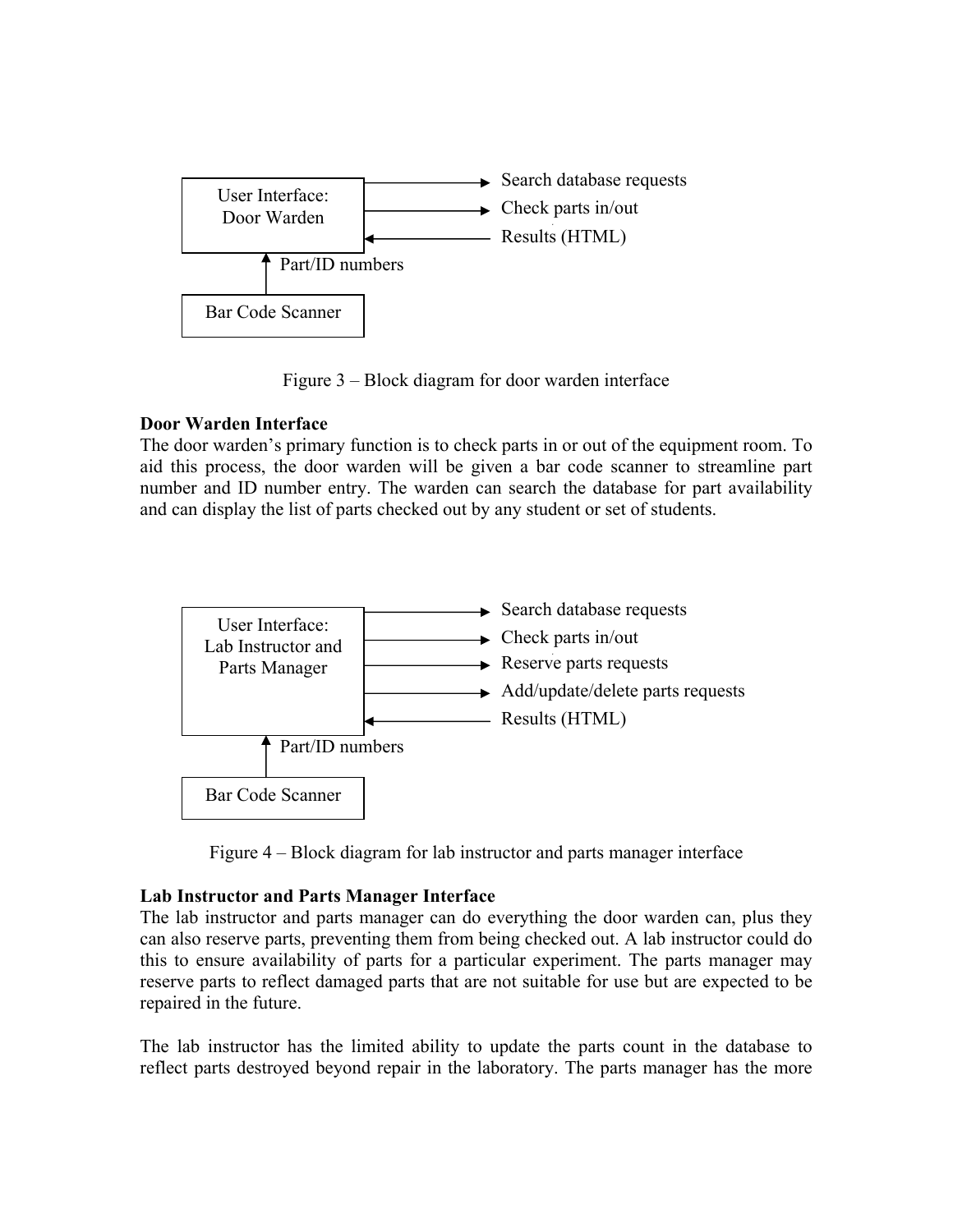User Interface: Door Warden

- → Search database requests
- → Check parts in/out
- ← Results (HTML)

Bar Code Scanner → Part/ID numbers → User Interface: Door Warden

Figure 3 – Block diagram for door warden interface

**Door Warden Interface**

The door warden's primary function is to check parts in or out of the equipment room. To aid this process, the door warden will be given a bar code scanner to streamline part number and ID number entry. The warden can search the database for part availability and can display the list of parts checked out by any student or set of students.

User Interface: Lab Instructor and Parts Manager

- → Search database requests
- → Check parts in/out
- → Reserve parts requests
- → Add/update/delete parts requests
- ← Results (HTML)

Bar Code Scanner → Part/ID numbers → User Interface: Lab Instructor and Parts Manager

Figure 4 – Block diagram for lab instructor and parts manager interface

**Lab Instructor and Parts Manager Interface**

The lab instructor and parts manager can do everything the door warden can, plus they can also reserve parts, preventing them from being checked out. A lab instructor could do this to ensure availability of parts for a particular experiment. The parts manager may reserve parts to reflect damaged parts that are not suitable for use but are expected to be repaired in the future.

The lab instructor has the limited ability to update the parts count in the database to reflect parts destroyed beyond repair in the laboratory. The parts manager has the more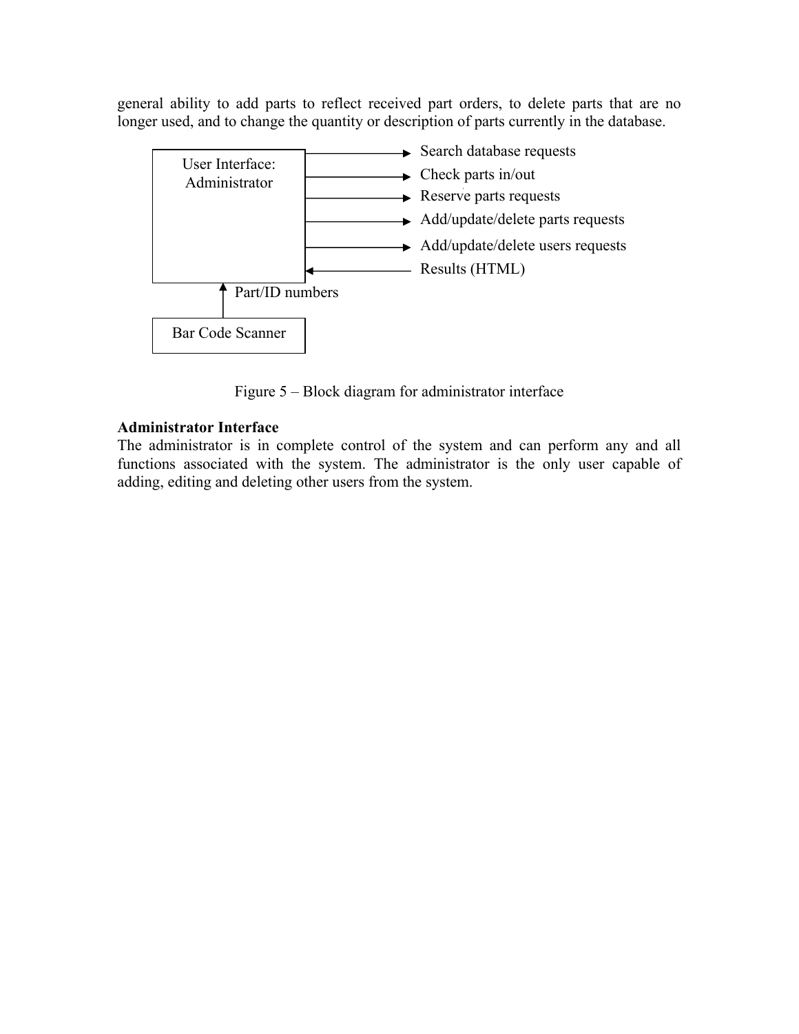general ability to add parts to reflect received part orders, to delete parts that are no longer used, and to change the quantity or description of parts currently in the database.

User Interface: Administrator

Search database requests

Check parts in/out

Reserve parts requests

Add/update/delete parts requests

Add/update/delete users requests

Results (HTML)

Part/ID numbers

Bar Code Scanner

Figure 5 – Block diagram for administrator interface

**Administrator Interface**

The administrator is in complete control of the system and can perform any and all functions associated with the system. The administrator is the only user capable of adding, editing and deleting other users from the system.